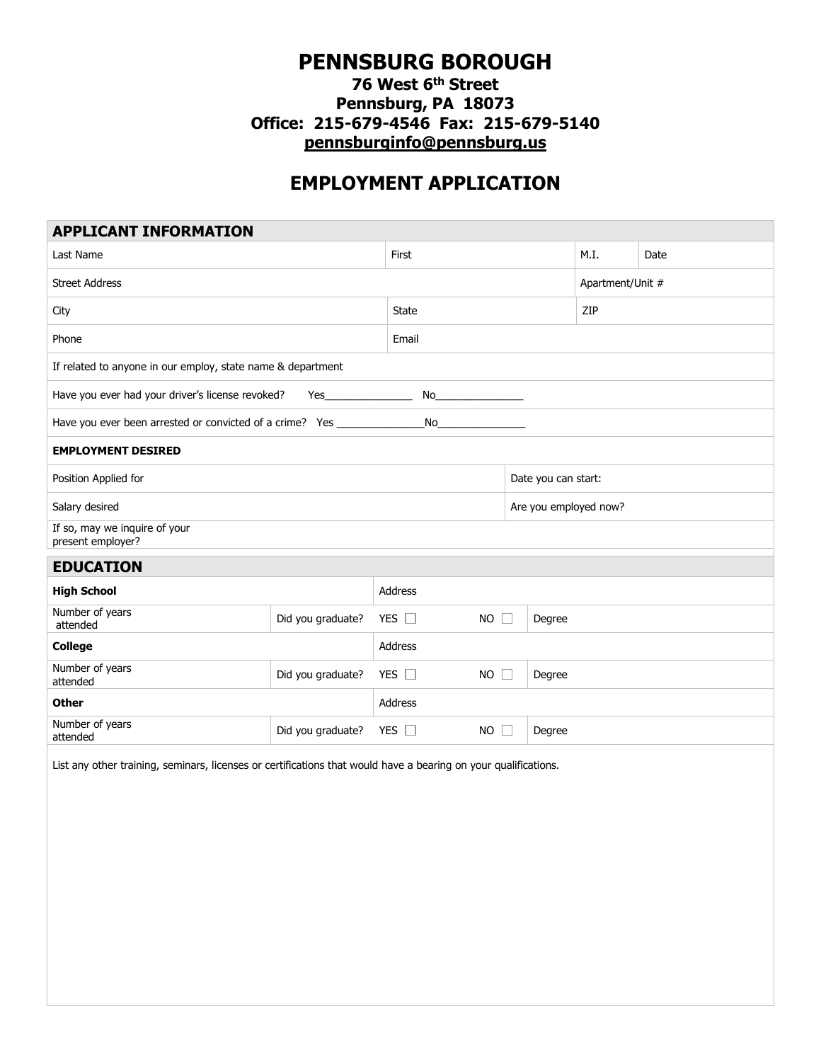# PENNSBURG BOROUGH

**76 West 6th Street**
**Pennsburg, PA 18073**
**Office: 215-679-4546 Fax: 215-679-5140**
**pennsburginfo@pennsburg.us**

## EMPLOYMENT APPLICATION

| **APPLICANT INFORMATION** | | | |
|---|---|---|---|
| Last Name | First | M.I. | Date |
| Street Address | | Apartment/Unit # | |
| City | State | ZIP | |
| Phone | Email | | |
| If related to anyone in our employ, state name & department | | | |
| Have you ever had your driver's license revoked? Yes_______________ No_______________ | | | |
| Have you ever been arrested or convicted of a crime? Yes _______________No_______________ | | | |

| **EMPLOYMENT DESIRED** | |
|---|---|
| Position Applied for | Date you can start: |
| Salary desired | Are you employed now? |
| If so, may we inquire of your present employer? | |

| **EDUCATION** | | | | |
|---|---|---|---|---|
| **High School** | | Address | | |
| Number of years attended | Did you graduate? | YES ☐ | NO ☐ | Degree |
| **College** | | Address | | |
| Number of years attended | Did you graduate? | YES ☐ | NO ☐ | Degree |
| **Other** | | Address | | |
| Number of years attended | Did you graduate? | YES ☐ | NO ☐ | Degree |

List any other training, seminars, licenses or certifications that would have a bearing on your qualifications.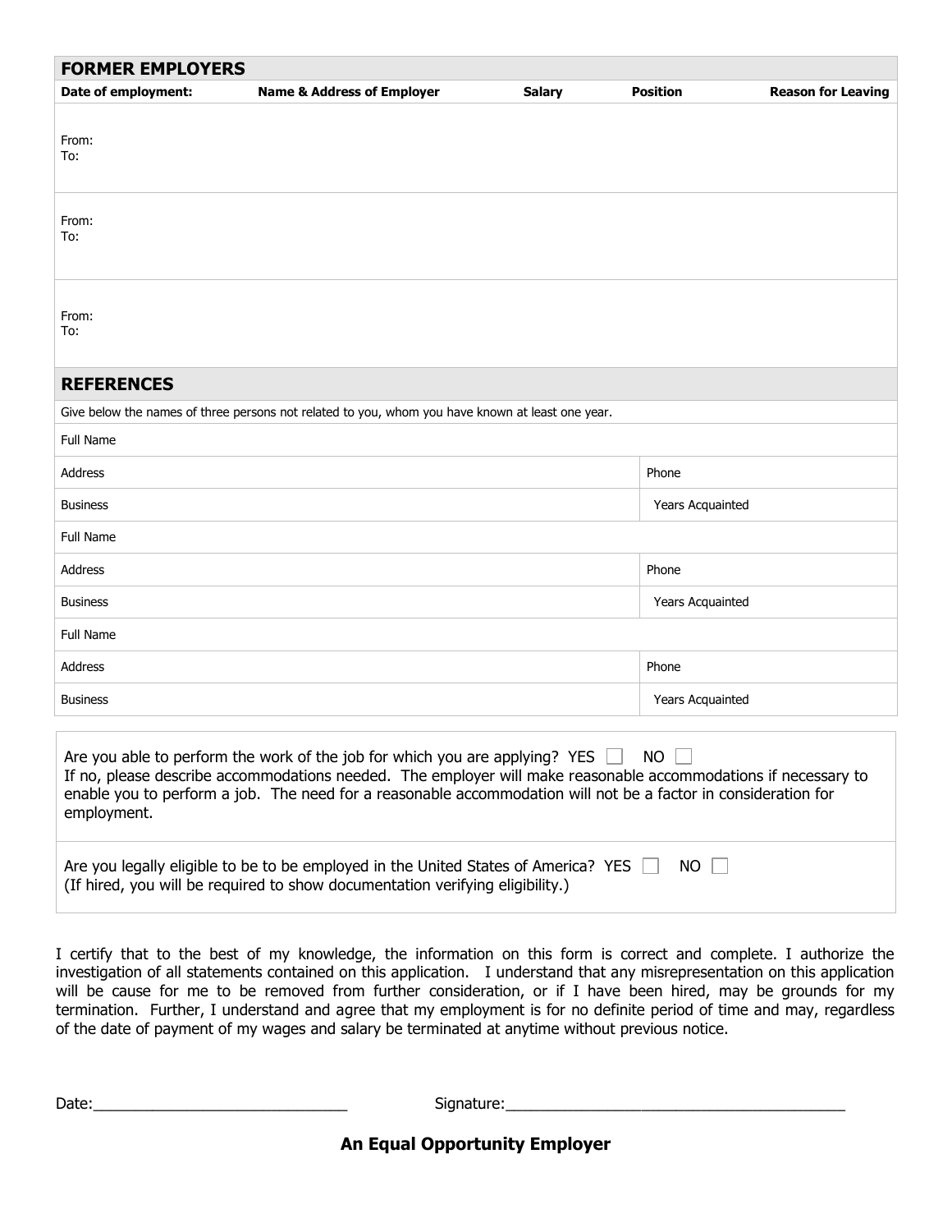## FORMER EMPLOYERS

| Date of employment: | Name & Address of Employer | Salary | Position | Reason for Leaving |
|---|---|---|---|---|
| From:<br>To: | | | | |
| From:<br>To: | | | | |
| From:<br>To: | | | | |

## REFERENCES

Give below the names of three persons not related to you, whom you have known at least one year.

| | |
|---|---|
| Full Name | |
| Address | Phone |
| Business | Years Acquainted |
| Full Name | |
| Address | Phone |
| Business | Years Acquainted |
| Full Name | |
| Address | Phone |
| Business | Years Acquainted |

Are you able to perform the work of the job for which you are applying? YES ☐ NO ☐
If no, please describe accommodations needed. The employer will make reasonable accommodations if necessary to enable you to perform a job. The need for a reasonable accommodation will not be a factor in consideration for employment.

Are you legally eligible to be to be employed in the United States of America? YES ☐ NO ☐
(If hired, you will be required to show documentation verifying eligibility.)

I certify that to the best of my knowledge, the information on this form is correct and complete. I authorize the investigation of all statements contained on this application. I understand that any misrepresentation on this application will be cause for me to be removed from further consideration, or if I have been hired, may be grounds for my termination. Further, I understand and agree that my employment is for no definite period of time and may, regardless of the date of payment of my wages and salary be terminated at anytime without previous notice.

Date:______________________________ Signature:________________________________________

**An Equal Opportunity Employer**